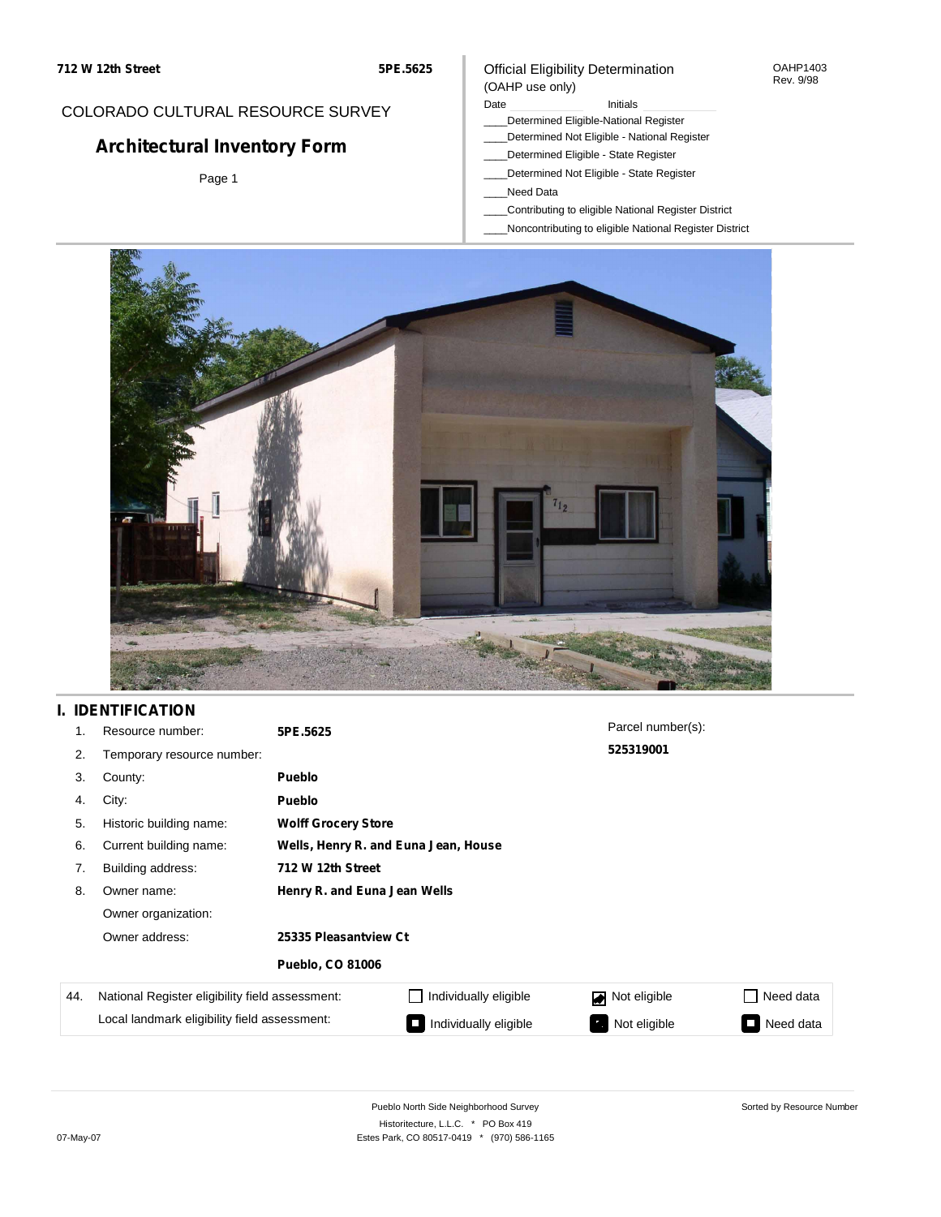**712 W 12th Street** **5PE.5625**

COLORADO CULTURAL RESOURCE SURVEY

# Architectural Inventory Form

Page 1

Official Eligibility Determination
(OAHP use only)

OAHP1403
Rev. 9/98

Date ____________ Initials ____________

____Determined Eligible-National Register
____Determined Not Eligible - National Register
____Determined Eligible - State Register
____Determined Not Eligible - State Register
____Need Data
____Contributing to eligible National Register District
____Noncontributing to eligible National Register District

## I. IDENTIFICATION

1. Resource number: **5PE.5625**
2. Temporary resource number:
3. County: **Pueblo**
4. City: **Pueblo**
5. Historic building name: **Wolff Grocery Store**
6. Current building name: **Wells, Henry R. and Euna Jean, House**
7. Building address: **712 W 12th Street**
8. Owner name: **Henry R. and Euna Jean Wells**

   Owner organization:

   Owner address: **25335 Pleasantview Ct**

   **Pueblo, CO 81006**

Parcel number(s): **525319001**

| 44. | National Register eligibility field assessment: | ☐ Individually eligible | ☑ Not eligible | ☐ Need data |
|---|---|---|---|---|
| | Local landmark eligibility field assessment: | ■ Individually eligible | ■ Not eligible | ■ Need data |

Pueblo North Side Neighborhood Survey
Historitecture, L.L.C. * PO Box 419
Estes Park, CO 80517-0419 * (970) 586-1165

07-May-07

Sorted by Resource Number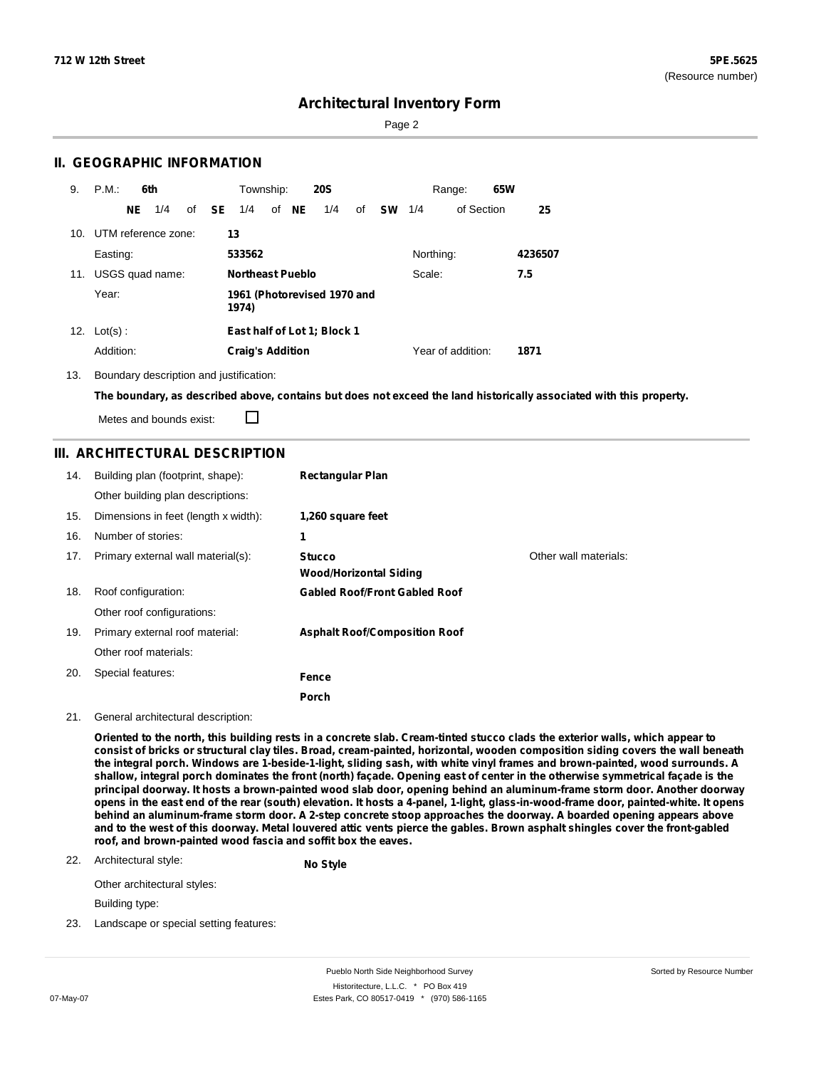# Architectural Inventory Form

## II. GEOGRAPHIC INFORMATION

9. P.M.: **6th** Township: **20S** Range: **65W**
   **NE** 1/4 of **SE** 1/4 of **NE** 1/4 of **SW** 1/4 of Section **25**

10. UTM reference zone: **13**
    Easting: **533562** Northing: **4236507**

11. USGS quad name: **Northeast Pueblo** Scale: **7.5**
    Year: **1961 (Photorevised 1970 and 1974)**

12. Lot(s): **East half of Lot 1; Block 1**
    Addition: **Craig's Addition** Year of addition: **1871**

13. Boundary description and justification:
    **The boundary, as described above, contains but does not exceed the land historically associated with this property.**
    Metes and bounds exist: ☐

## III. ARCHITECTURAL DESCRIPTION

14. Building plan (footprint, shape): **Rectangular Plan**
    Other building plan descriptions:

15. Dimensions in feet (length x width): **1,260 square feet**

16. Number of stories: **1**

17. Primary external wall material(s): **Stucco**; **Wood/Horizontal Siding**
    Other wall materials:

18. Roof configuration: **Gabled Roof/Front Gabled Roof**
    Other roof configurations:

19. Primary external roof material: **Asphalt Roof/Composition Roof**
    Other roof materials:

20. Special features: **Fence**; **Porch**

21. General architectural description:
    **Oriented to the north, this building rests in a concrete slab. Cream-tinted stucco clads the exterior walls, which appear to consist of bricks or structural clay tiles. Broad, cream-painted, horizontal, wooden composition siding covers the wall beneath the integral porch. Windows are 1-beside-1-light, sliding sash, with white vinyl frames and brown-painted, wood surrounds. A shallow, integral porch dominates the front (north) façade. Opening east of center in the otherwise symmetrical façade is the principal doorway. It hosts a brown-painted wood slab door, opening behind an aluminum-frame storm door. Another doorway opens in the east end of the rear (south) elevation. It hosts a 4-panel, 1-light, glass-in-wood-frame door, painted-white. It opens behind an aluminum-frame storm door. A 2-step concrete stoop approaches the doorway. A boarded opening appears above and to the west of this doorway. Metal louvered attic vents pierce the gables. Brown asphalt shingles cover the front-gabled roof, and brown-painted wood fascia and soffit box the eaves.**

22. Architectural style: **No Style**
    Other architectural styles:
    Building type:

23. Landscape or special setting features: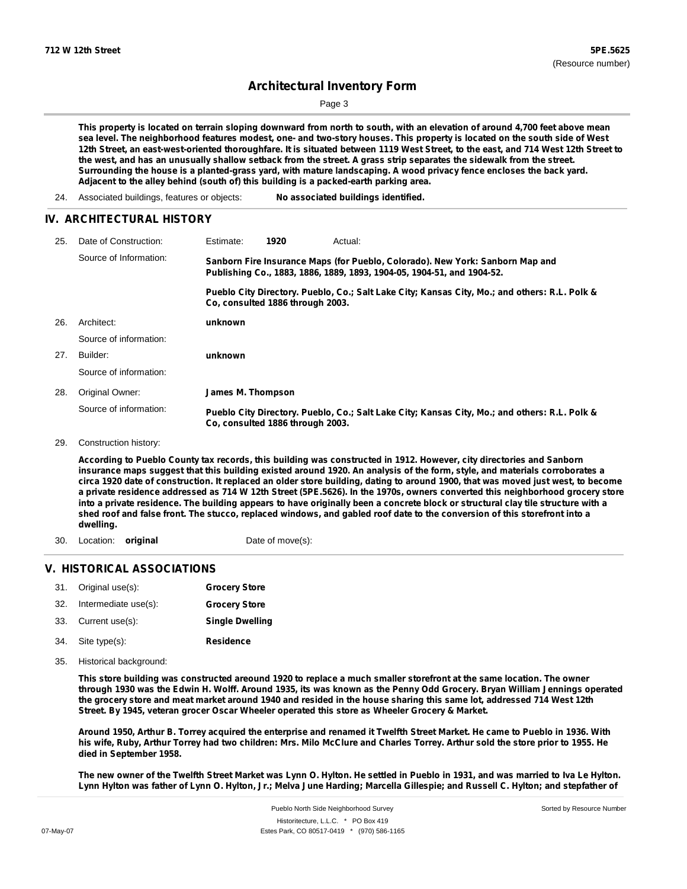This property is located on terrain sloping downward from north to south, with an elevation of around 4,700 feet above mean sea level. The neighborhood features modest, one- and two-story houses. This property is located on the south side of West 12th Street, an east-west-oriented thoroughfare. It is situated between 1119 West Street, to the east, and 714 West 12th Street to the west, and has an unusually shallow setback from the street. A grass strip separates the sidewalk from the street. Surrounding the house is a planted-grass yard, with mature landscaping. A wood privacy fence encloses the back yard. Adjacent to the alley behind (south of) this building is a packed-earth parking area.

24. Associated buildings, features or objects: **No associated buildings identified.**

## IV. ARCHITECTURAL HISTORY

25. Date of Construction: Estimate: **1920** Actual:

    Source of Information: **Sanborn Fire Insurance Maps (for Pueblo, Colorado). New York: Sanborn Map and Publishing Co., 1883, 1886, 1889, 1893, 1904-05, 1904-51, and 1904-52.**

    **Pueblo City Directory. Pueblo, Co.; Salt Lake City; Kansas City, Mo.; and others: R.L. Polk & Co, consulted 1886 through 2003.**

26. Architect: **unknown**

    Source of information:

27. Builder: **unknown**

    Source of information:

28. Original Owner: **James M. Thompson**

    Source of information: **Pueblo City Directory. Pueblo, Co.; Salt Lake City; Kansas City, Mo.; and others: R.L. Polk & Co, consulted 1886 through 2003.**

29. Construction history:

    **According to Pueblo County tax records, this building was constructed in 1912. However, city directories and Sanborn insurance maps suggest that this building existed around 1920. An analysis of the form, style, and materials corroborates a circa 1920 date of construction. It replaced an older store building, dating to around 1900, that was moved just west, to become a private residence addressed as 714 W 12th Street (5PE.5626). In the 1970s, owners converted this neighborhood grocery store into a private residence. The building appears to have originally been a concrete block or structural clay tile structure with a shed roof and false front. The stucco, replaced windows, and gabled roof date to the conversion of this storefront into a dwelling.**

30. Location: **original** Date of move(s):

## V. HISTORICAL ASSOCIATIONS

31. Original use(s): **Grocery Store**
32. Intermediate use(s): **Grocery Store**
33. Current use(s): **Single Dwelling**
34. Site type(s): **Residence**
35. Historical background:

    **This store building was constructed areound 1920 to replace a much smaller storefront at the same location. The owner through 1930 was the Edwin H. Wolff. Around 1935, its was known as the Penny Odd Grocery. Bryan William Jennings operated the grocery store and meat market around 1940 and resided in the house sharing this same lot, addressed 714 West 12th Street. By 1945, veteran grocer Oscar Wheeler operated this store as Wheeler Grocery & Market.**

    **Around 1950, Arthur B. Torrey acquired the enterprise and renamed it Twelfth Street Market. He came to Pueblo in 1936. With his wife, Ruby, Arthur Torrey had two children: Mrs. Milo McClure and Charles Torrey. Arthur sold the store prior to 1955. He died in September 1958.**

    **The new owner of the Twelfth Street Market was Lynn O. Hylton. He settled in Pueblo in 1931, and was married to Iva Le Hylton. Lynn Hylton was father of Lynn O. Hylton, Jr.; Melva June Harding; Marcella Gillespie; and Russell C. Hylton; and stepfather of**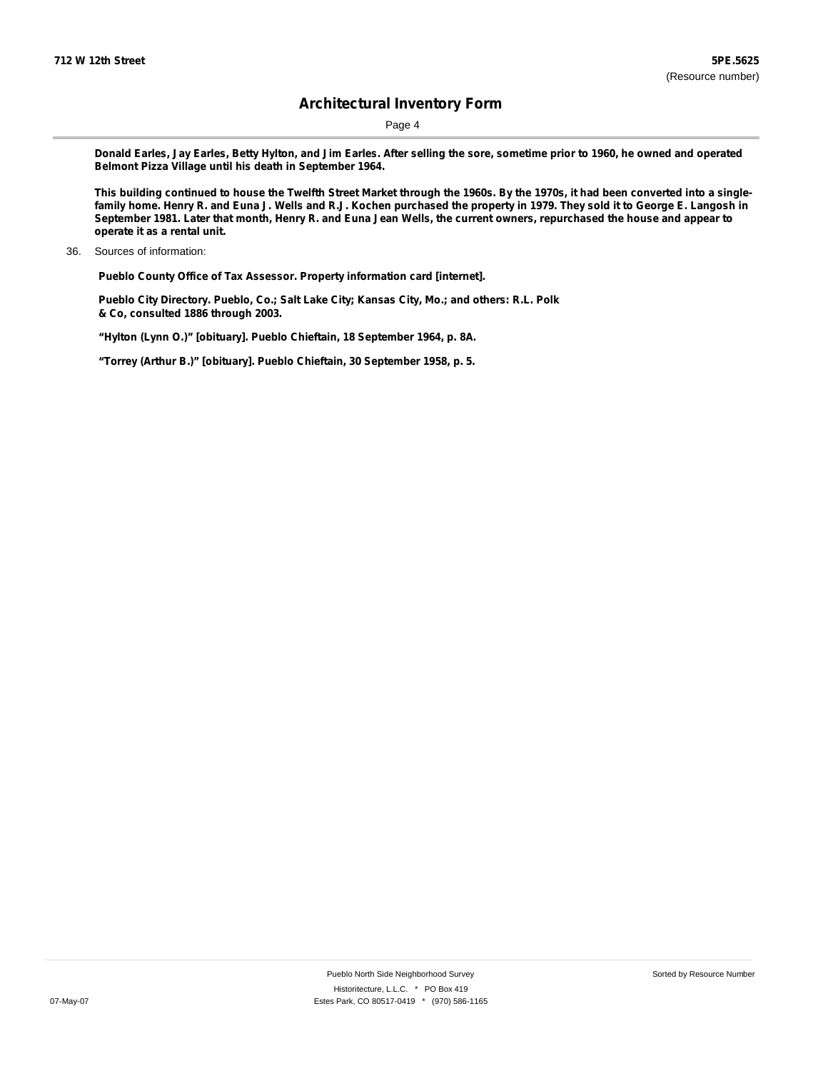**Donald Earles, Jay Earles, Betty Hylton, and Jim Earles. After selling the sore, sometime prior to 1960, he owned and operated Belmont Pizza Village until his death in September 1964.**

**This building continued to house the Twelfth Street Market through the 1960s. By the 1970s, it had been converted into a single-family home. Henry R. and Euna J. Wells and R.J. Kochen purchased the property in 1979. They sold it to George E. Langosh in September 1981. Later that month, Henry R. and Euna Jean Wells, the current owners, repurchased the house and appear to operate it as a rental unit.**

36. Sources of information:

**Pueblo County Office of Tax Assessor. Property information card [internet].**

**Pueblo City Directory. Pueblo, Co.; Salt Lake City; Kansas City, Mo.; and others: R.L. Polk & Co, consulted 1886 through 2003.**

**"Hylton (Lynn O.)" [obituary]. Pueblo Chieftain, 18 September 1964, p. 8A.**

**"Torrey (Arthur B.)" [obituary]. Pueblo Chieftain, 30 September 1958, p. 5.**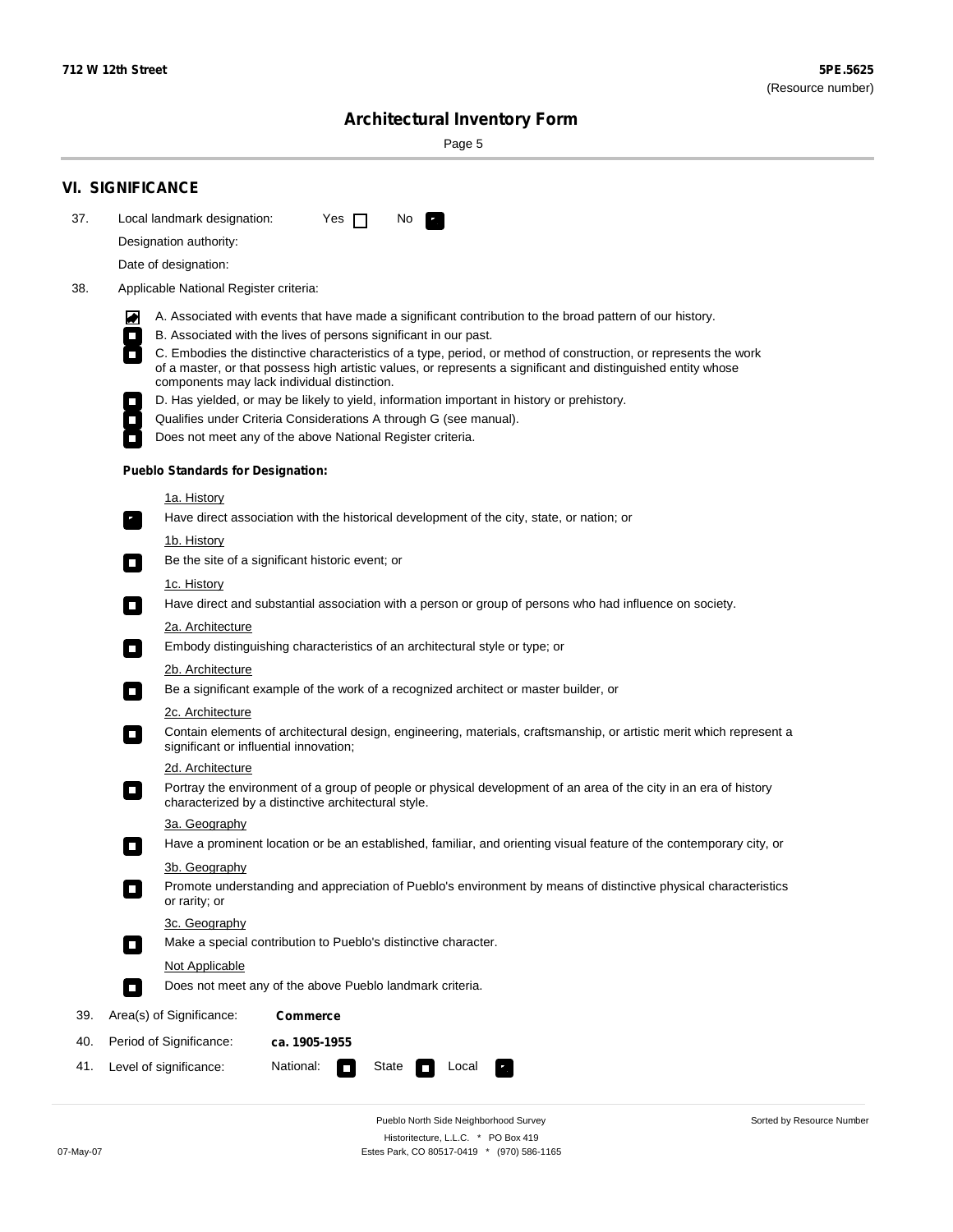## VI. SIGNIFICANCE

37. Local landmark designation: Yes ☐ No ☑

Designation authority:

Date of designation:

38. Applicable National Register criteria:

- ☑ A. Associated with events that have made a significant contribution to the broad pattern of our history.
- ☐ B. Associated with the lives of persons significant in our past.
- ☐ C. Embodies the distinctive characteristics of a type, period, or method of construction, or represents the work of a master, or that possess high artistic values, or represents a significant and distinguished entity whose components may lack individual distinction.
- ☐ D. Has yielded, or may be likely to yield, information important in history or prehistory.
- ☐ Qualifies under Criteria Considerations A through G (see manual).
- ☐ Does not meet any of the above National Register criteria.

**Pueblo Standards for Designation:**

1a. History
- ☑ Have direct association with the historical development of the city, state, or nation; or

1b. History
- ☐ Be the site of a significant historic event; or

1c. History
- ☐ Have direct and substantial association with a person or group of persons who had influence on society.

2a. Architecture
- ☐ Embody distinguishing characteristics of an architectural style or type; or

2b. Architecture
- ☐ Be a significant example of the work of a recognized architect or master builder, or

2c. Architecture
- ☐ Contain elements of architectural design, engineering, materials, craftsmanship, or artistic merit which represent a significant or influential innovation;

2d. Architecture
- ☐ Portray the environment of a group of people or physical development of an area of the city in an era of history characterized by a distinctive architectural style.

3a. Geography
- ☐ Have a prominent location or be an established, familiar, and orienting visual feature of the contemporary city, or

3b. Geography
- ☐ Promote understanding and appreciation of Pueblo's environment by means of distinctive physical characteristics or rarity; or

3c. Geography
- ☐ Make a special contribution to Pueblo's distinctive character.

Not Applicable
- ☐ Does not meet any of the above Pueblo landmark criteria.

39. Area(s) of Significance: **Commerce**

40. Period of Significance: **ca. 1905-1955**

41. Level of significance: National: ☐ State ☐ Local ☑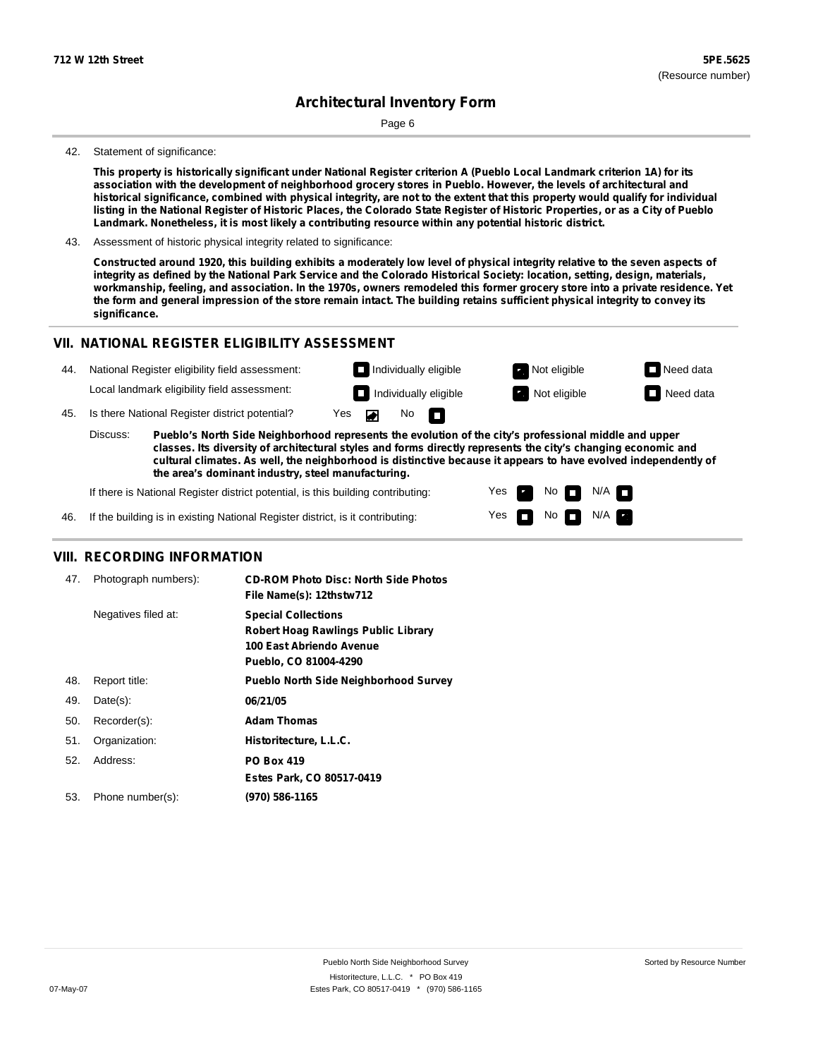42. Statement of significance:

**This property is historically significant under National Register criterion A (Pueblo Local Landmark criterion 1A) for its association with the development of neighborhood grocery stores in Pueblo. However, the levels of architectural and historical significance, combined with physical integrity, are not to the extent that this property would qualify for individual listing in the National Register of Historic Places, the Colorado State Register of Historic Properties, or as a City of Pueblo Landmark. Nonetheless, it is most likely a contributing resource within any potential historic district.**

43. Assessment of historic physical integrity related to significance:

**Constructed around 1920, this building exhibits a moderately low level of physical integrity relative to the seven aspects of integrity as defined by the National Park Service and the Colorado Historical Society: location, setting, design, materials, workmanship, feeling, and association. In the 1970s, owners remodeled this former grocery store into a private residence. Yet the form and general impression of the store remain intact. The building retains sufficient physical integrity to convey its significance.**

## VII. NATIONAL REGISTER ELIGIBILITY ASSESSMENT

44. National Register eligibility field assessment: ☐ Individually eligible ☑ Not eligible ☐ Need data

Local landmark eligibility field assessment: ☐ Individually eligible ☑ Not eligible ☐ Need data

45. Is there National Register district potential? Yes ☑ No ☐

Discuss: **Pueblo's North Side Neighborhood represents the evolution of the city's professional middle and upper classes. Its diversity of architectural styles and forms directly represents the city's changing economic and cultural climates. As well, the neighborhood is distinctive because it appears to have evolved independently of the area's dominant industry, steel manufacturing.**

If there is National Register district potential, is this building contributing: Yes ☑ No ☐ N/A ☐

46. If the building is in existing National Register district, is it contributing: Yes ☐ No ☐ N/A ☑

## VIII. RECORDING INFORMATION

47. Photograph numbers): **CD-ROM Photo Disc: North Side Photos**
**File Name(s): 12thstw712**

Negatives filed at: **Special Collections**
**Robert Hoag Rawlings Public Library**
**100 East Abriendo Avenue**
**Pueblo, CO 81004-4290**

48. Report title: **Pueblo North Side Neighborhood Survey**

49. Date(s): **06/21/05**

50. Recorder(s): **Adam Thomas**

51. Organization: **Historitecture, L.L.C.**

52. Address: **PO Box 419**
**Estes Park, CO 80517-0419**

53. Phone number(s): **(970) 586-1165**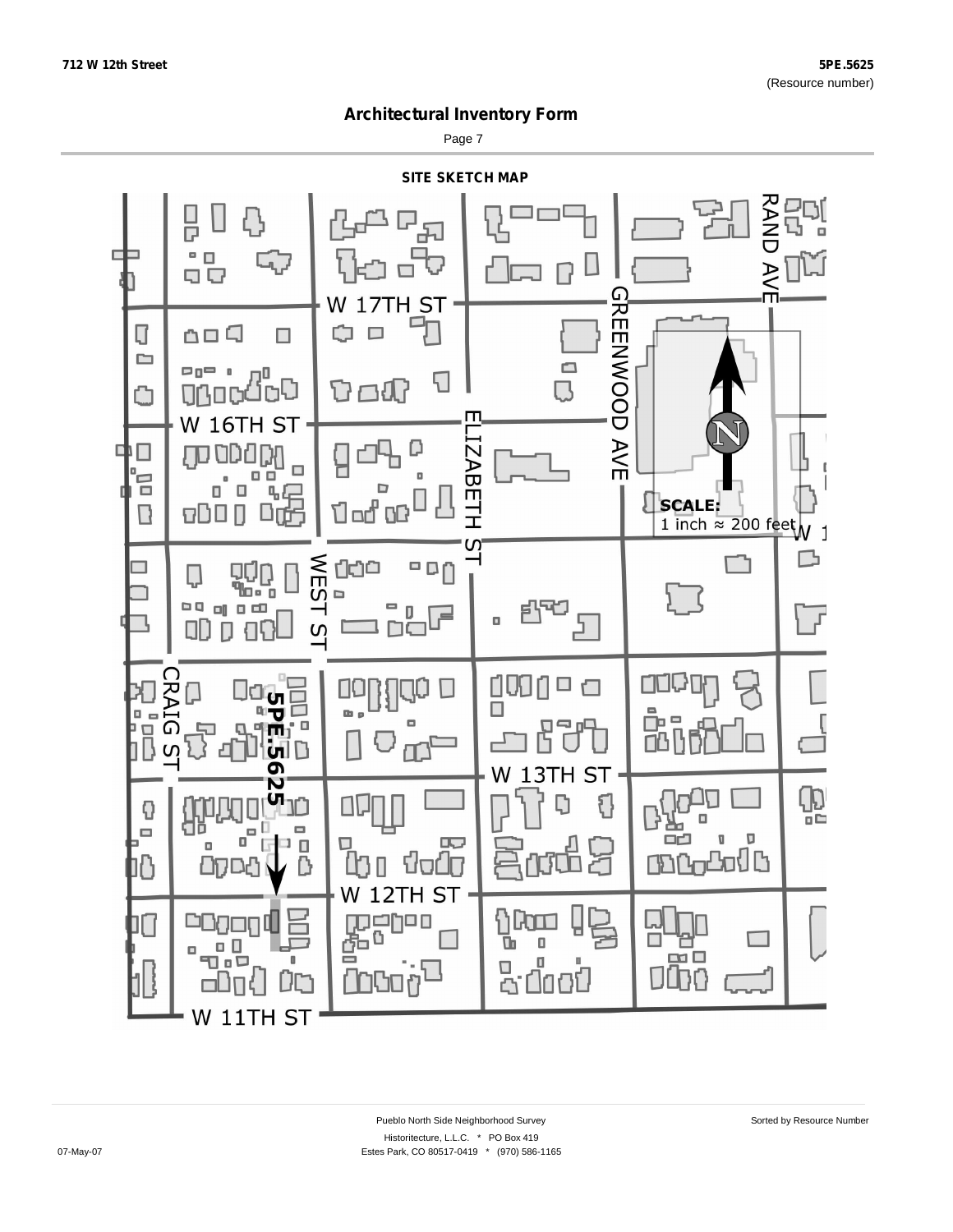## Architectural Inventory Form

### SITE SKETCH MAP

W 17TH ST

W 16TH ST

W 13TH ST

W 12TH ST

W 11TH ST

RAND AVE

GREENWOOD AVE

ELIZABETH ST

WEST ST

CRAIG ST

5PE.5625

**SCALE:**
1 inch ≈ 200 feet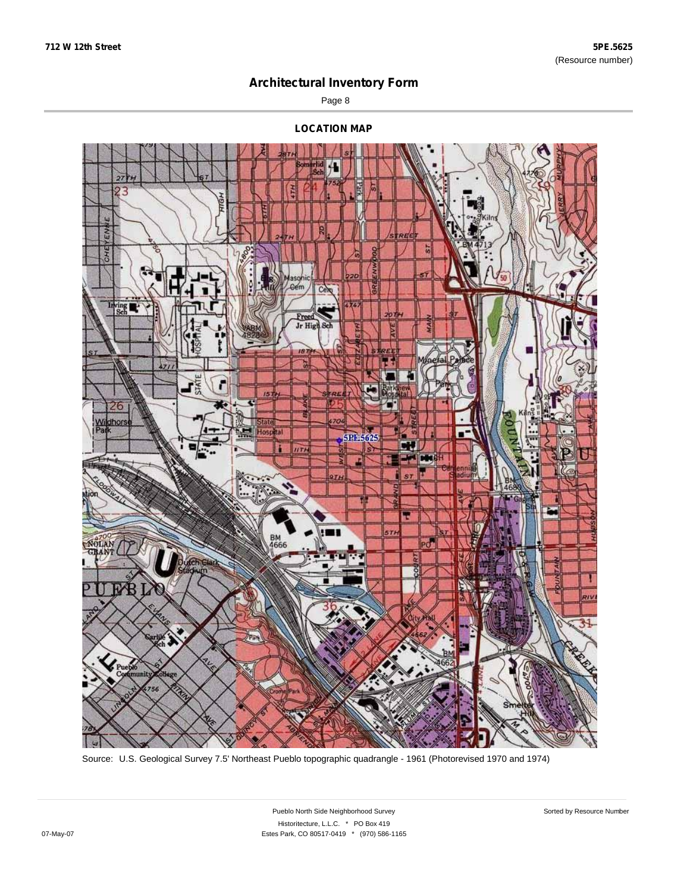# Architectural Inventory Form

## LOCATION MAP

Source: U.S. Geological Survey 7.5' Northeast Pueblo topographic quadrangle - 1961 (Photorevised 1970 and 1974)